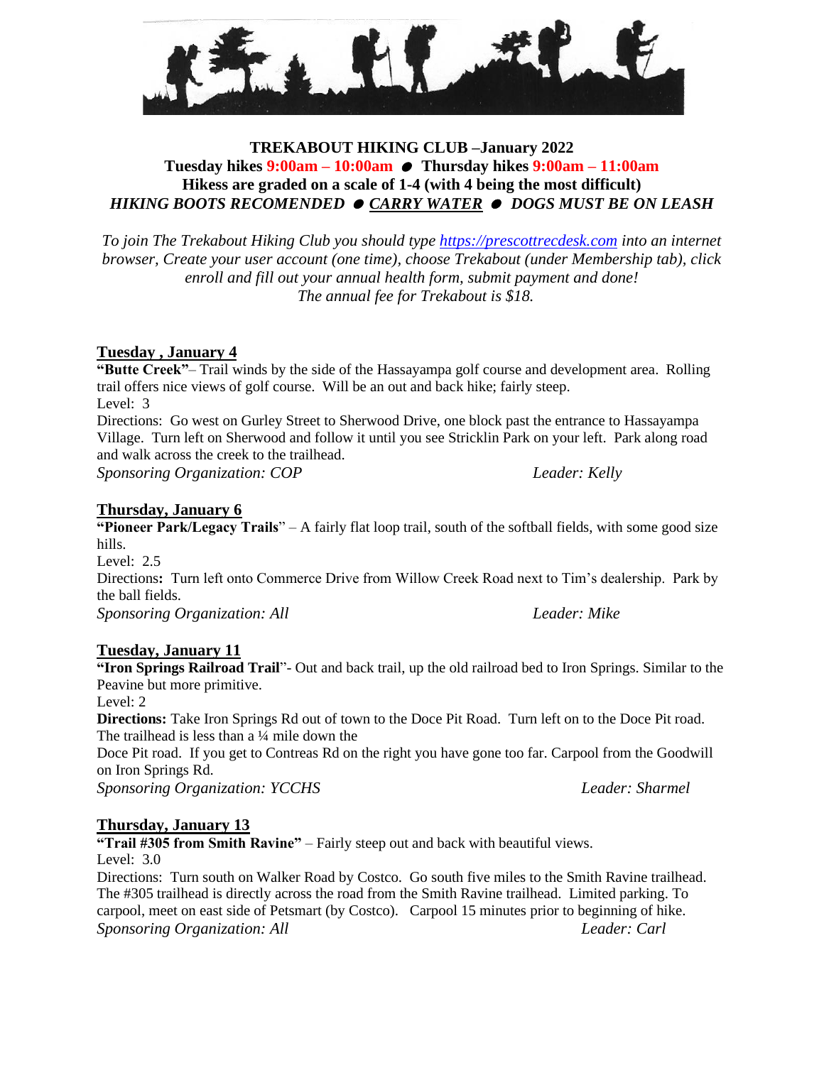# TREKABOUT HIKING CLUB –January 2022

**Tuesday hikes 9:00am – 10:00am ● Thursday hikes 9:00am – 11:00am**

**Hikess are graded on a scale of 1-4 (with 4 being the most difficult)**

***HIKING BOOTS RECOMENDED ● CARRY WATER ● DOGS MUST BE ON LEASH***

*To join The Trekabout Hiking Club you should type https://prescottrecdesk.com into an internet browser, Create your user account (one time), choose Trekabout (under Membership tab), click enroll and fill out your annual health form, submit payment and done! The annual fee for Trekabout is $18.*

## Tuesday , January 4

**"Butte Creek"**– Trail winds by the side of the Hassayampa golf course and development area. Rolling trail offers nice views of golf course. Will be an out and back hike; fairly steep.

Level: 3

Directions: Go west on Gurley Street to Sherwood Drive, one block past the entrance to Hassayampa Village. Turn left on Sherwood and follow it until you see Stricklin Park on your left. Park along road and walk across the creek to the trailhead.

*Sponsoring Organization: COP* *Leader: Kelly*

## Thursday, January 6

**"Pioneer Park/Legacy Trails**" – A fairly flat loop trail, south of the softball fields, with some good size hills.

Level: 2.5

Directions**:** Turn left onto Commerce Drive from Willow Creek Road next to Tim's dealership. Park by the ball fields.

*Sponsoring Organization: All* *Leader: Mike*

## Tuesday, January 11

**"Iron Springs Railroad Trail**"- Out and back trail, up the old railroad bed to Iron Springs. Similar to the Peavine but more primitive.

Level: 2

**Directions:** Take Iron Springs Rd out of town to the Doce Pit Road. Turn left on to the Doce Pit road. The trailhead is less than a ¼ mile down the
Doce Pit road. If you get to Contreas Rd on the right you have gone too far. Carpool from the Goodwill on Iron Springs Rd.

*Sponsoring Organization: YCCHS* *Leader: Sharmel*

## Thursday, January 13

**"Trail #305 from Smith Ravine"** – Fairly steep out and back with beautiful views.

Level: 3.0

Directions: Turn south on Walker Road by Costco. Go south five miles to the Smith Ravine trailhead. The #305 trailhead is directly across the road from the Smith Ravine trailhead. Limited parking. To carpool, meet on east side of Petsmart (by Costco). Carpool 15 minutes prior to beginning of hike.

*Sponsoring Organization: All* *Leader: Carl*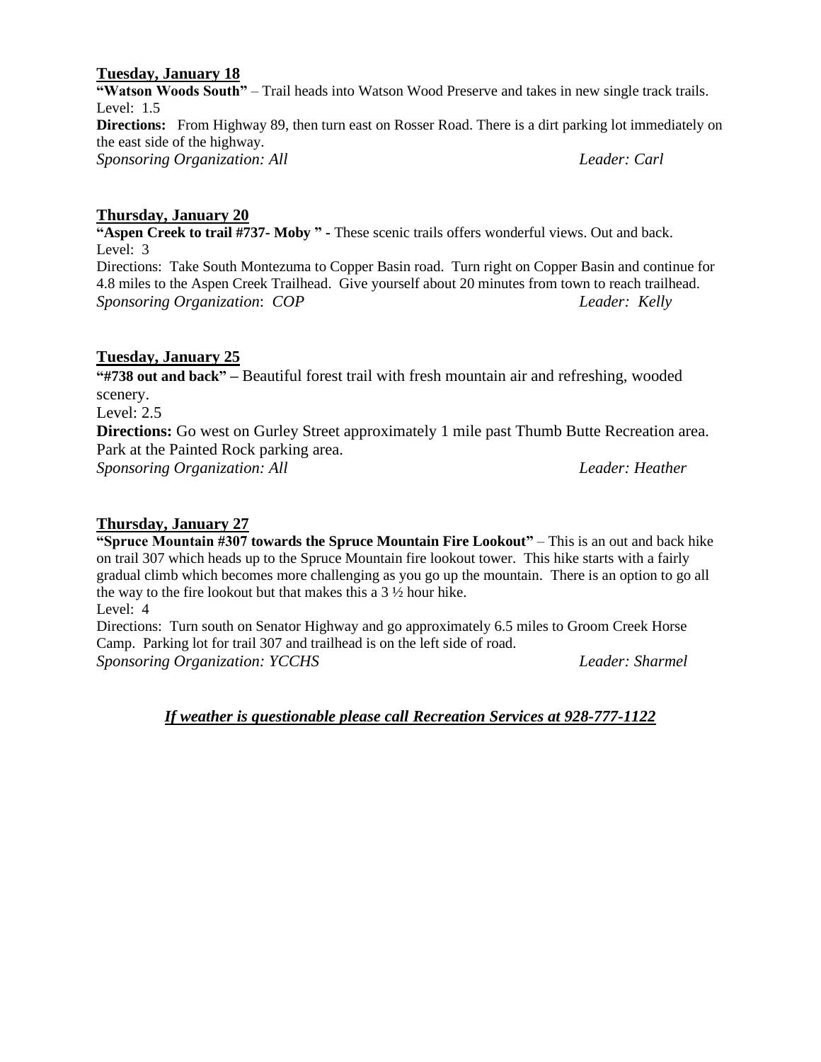**Tuesday, January 18**

**"Watson Woods South"** – Trail heads into Watson Wood Preserve and takes in new single track trails.
Level: 1.5

**Directions:** From Highway 89, then turn east on Rosser Road. There is a dirt parking lot immediately on the east side of the highway.

*Sponsoring Organization: All* *Leader: Carl*

**Thursday, January 20**

**"Aspen Creek to trail #737- Moby " -** These scenic trails offers wonderful views. Out and back.
Level: 3

Directions: Take South Montezuma to Copper Basin road. Turn right on Copper Basin and continue for 4.8 miles to the Aspen Creek Trailhead. Give yourself about 20 minutes from town to reach trailhead.

*Sponsoring Organization: COP* *Leader: Kelly*

**Tuesday, January 25**

**"#738 out and back" –** Beautiful forest trail with fresh mountain air and refreshing, wooded scenery.
Level: 2.5

**Directions:** Go west on Gurley Street approximately 1 mile past Thumb Butte Recreation area. Park at the Painted Rock parking area.

*Sponsoring Organization: All* *Leader: Heather*

**Thursday, January 27**

**"Spruce Mountain #307 towards the Spruce Mountain Fire Lookout"** – This is an out and back hike on trail 307 which heads up to the Spruce Mountain fire lookout tower. This hike starts with a fairly gradual climb which becomes more challenging as you go up the mountain. There is an option to go all the way to the fire lookout but that makes this a 3 ½ hour hike.
Level: 4

Directions: Turn south on Senator Highway and go approximately 6.5 miles to Groom Creek Horse Camp. Parking lot for trail 307 and trailhead is on the left side of road.

*Sponsoring Organization: YCCHS* *Leader: Sharmel*

***If weather is questionable please call Recreation Services at 928-777-1122***